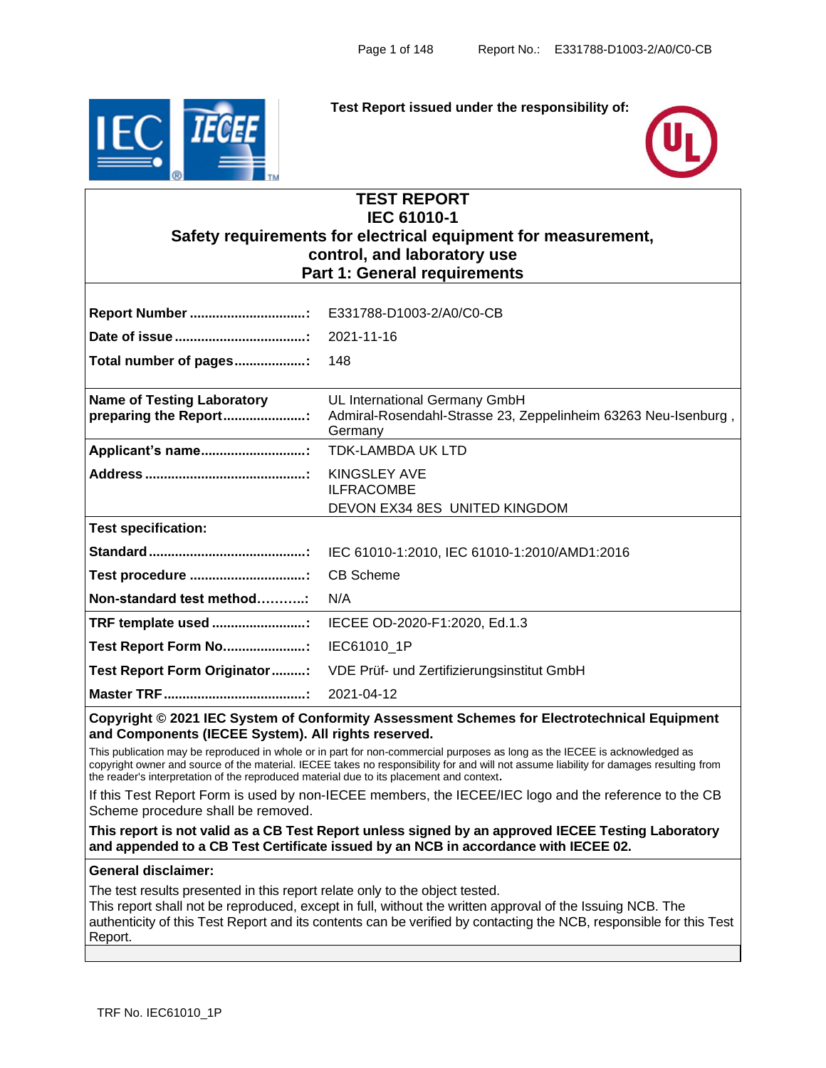Test Report issued under the responsibility of:

# TEST REPORT
# IEC 61010-1
## Safety requirements for electrical equipment for measurement, control, and laboratory use
## Part 1: General requirements

| | |
|---|---|
| **Report Number ..............................:** | E331788-D1003-2/A0/C0-CB |
| **Date of issue ..................................:** | 2021-11-16 |
| **Total number of pages..................:** | 148 |
| **Name of Testing Laboratory preparing the Report.....................:** | UL International Germany GmbH<br>Admiral-Rosendahl-Strasse 23, Zeppelinheim 63263 Neu-Isenburg , Germany |
| **Applicant's name...........................:** | TDK-LAMBDA UK LTD |
| **Address ..........................................:** | KINGSLEY AVE<br>ILFRACOMBE<br>DEVON EX34 8ES UNITED KINGDOM |
| **Test specification:** | |
| **Standard .........................................:** | IEC 61010-1:2010, IEC 61010-1:2010/AMD1:2016 |
| **Test procedure ..............................:** | CB Scheme |
| **Non-standard test method………..:** | N/A |
| **TRF template used ........................:** | IECEE OD-2020-F1:2020, Ed.1.3 |
| **Test Report Form No......................:** | IEC61010_1P |
| **Test Report Form Originator.........:** | VDE Prüf- und Zertifizierungsinstitut GmbH |
| **Master TRF.....................................:** | 2021-04-12 |

**Copyright © 2021 IEC System of Conformity Assessment Schemes for Electrotechnical Equipment and Components (IECEE System). All rights reserved.**

This publication may be reproduced in whole or in part for non-commercial purposes as long as the IECEE is acknowledged as copyright owner and source of the material. IECEE takes no responsibility for and will not assume liability for damages resulting from the reader's interpretation of the reproduced material due to its placement and context.

If this Test Report Form is used by non-IECEE members, the IECEE/IEC logo and the reference to the CB Scheme procedure shall be removed.

**This report is not valid as a CB Test Report unless signed by an approved IECEE Testing Laboratory and appended to a CB Test Certificate issued by an NCB in accordance with IECEE 02.**

**General disclaimer:**

The test results presented in this report relate only to the object tested.
This report shall not be reproduced, except in full, without the written approval of the Issuing NCB. The authenticity of this Test Report and its contents can be verified by contacting the NCB, responsible for this Test Report.

TRF No. IEC61010_1P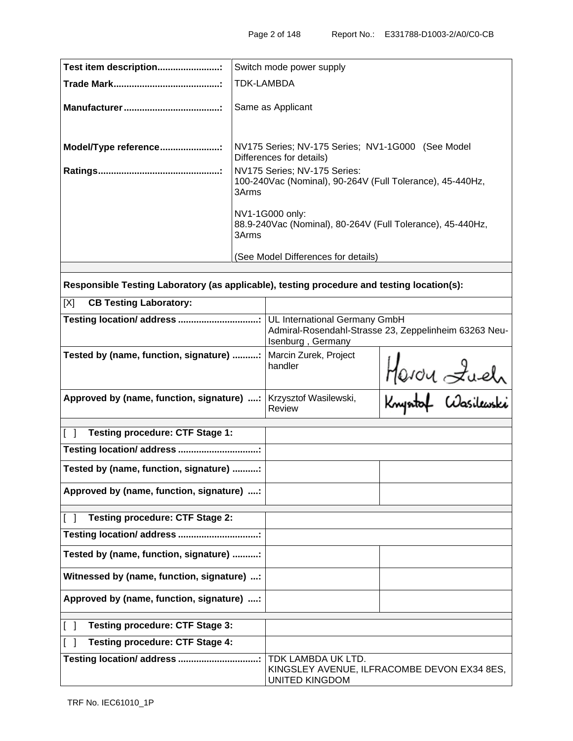| | |
|---|---|
| **Test item description........................:** | Switch mode power supply |
| **Trade Mark.........................................:** | TDK-LAMBDA |
| **Manufacturer.....................................:** | Same as Applicant |
| **Model/Type reference.......................:** | NV175 Series; NV-175 Series; NV1-1G000 (See Model Differences for details) |
| **Ratings...............................................:** | NV175 Series; NV-175 Series:<br>100-240Vac (Nominal), 90-264V (Full Tolerance), 45-440Hz, 3Arms<br><br>NV1-1G000 only:<br>88.9-240Vac (Nominal), 80-264V (Full Tolerance), 45-440Hz, 3Arms<br><br>(See Model Differences for details) |

**Responsible Testing Laboratory (as applicable), testing procedure and testing location(s):**

| | | |
|---|---|---|
| [X] **CB Testing Laboratory:** | | |
| **Testing location/ address ...............................:** | UL International Germany GmbH<br>Admiral-Rosendahl-Strasse 23, Zeppelinheim 63263 Neu-Isenburg , Germany | |
| **Tested by (name, function, signature) ..........:** | Marcin Zurek, Project handler | Marcin Zurek |
| **Approved by (name, function, signature) ....:** | Krzysztof Wasilewski, Review | Krzysztof Wasilewski |
| [ ] **Testing procedure: CTF Stage 1:** | | |
| **Testing location/ address ...............................:** | | |
| **Tested by (name, function, signature) ..........:** | | |
| **Approved by (name, function, signature) ....:** | | |
| [ ] **Testing procedure: CTF Stage 2:** | | |
| **Testing location/ address ...............................:** | | |
| **Tested by (name, function, signature) ..........:** | | |
| **Witnessed by (name, function, signature) ...:** | | |
| **Approved by (name, function, signature) ....:** | | |
| [ ] **Testing procedure: CTF Stage 3:** | | |
| [ ] **Testing procedure: CTF Stage 4:** | | |
| **Testing location/ address ...............................:** | TDK LAMBDA UK LTD.<br>KINGSLEY AVENUE, ILFRACOMBE DEVON EX34 8ES, UNITED KINGDOM | |

TRF No. IEC61010_1P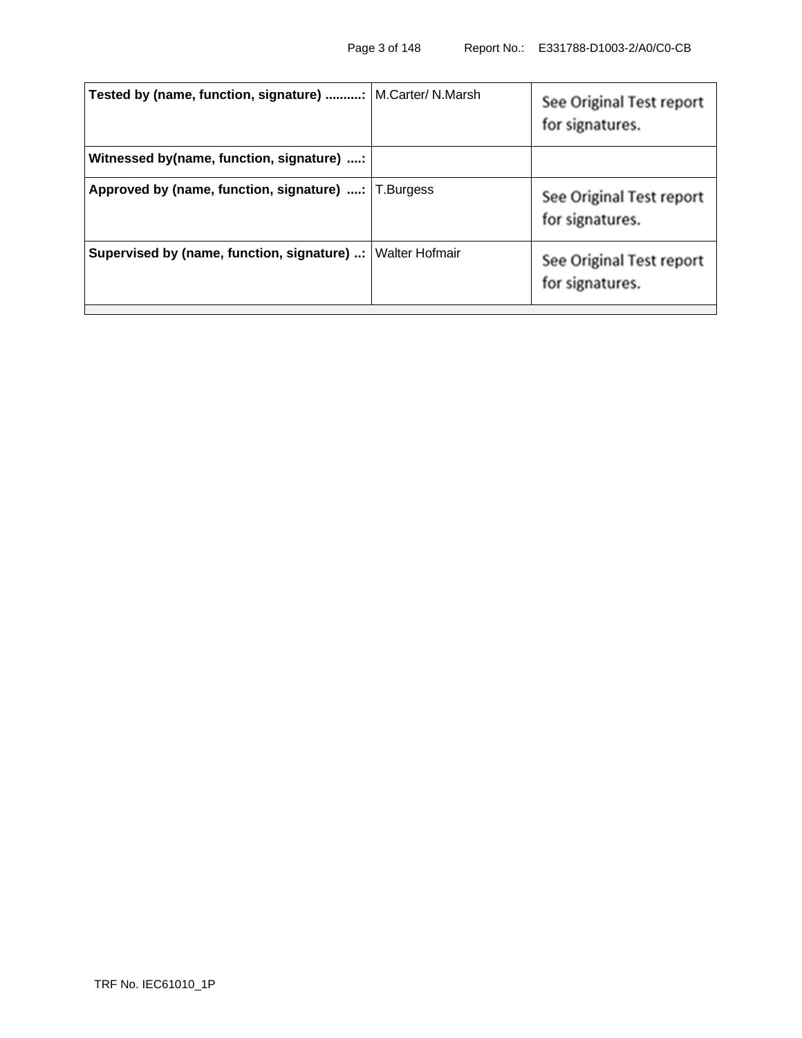| Tested by (name, function, signature) .........: | M.Carter/ N.Marsh | See Original Test report for signatures. |
|---|---|---|
| Witnessed by(name, function, signature) ....: | | |
| Approved by (name, function, signature) ....: | T.Burgess | See Original Test report for signatures. |
| Supervised by (name, function, signature) ..: | Walter Hofmair | See Original Test report for signatures. |
| | | |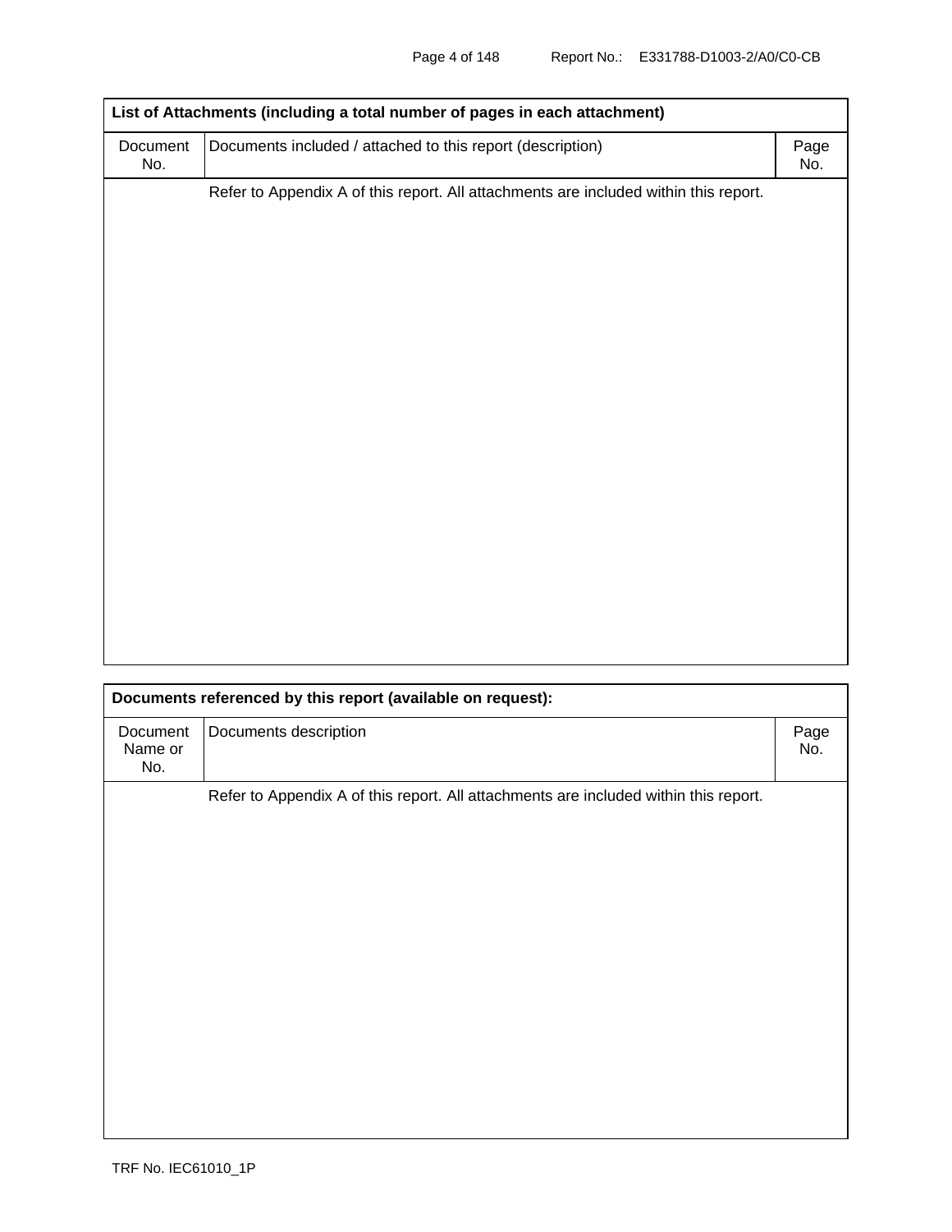| List of Attachments (including a total number of pages in each attachment) | | |
|---|---|---|
| Document No. | Documents included / attached to this report (description) | Page No. |
| | Refer to Appendix A of this report. All attachments are included within this report. | |

| Documents referenced by this report (available on request): | | |
|---|---|---|
| Document Name or No. | Documents description | Page No. |
| | Refer to Appendix A of this report. All attachments are included within this report. | |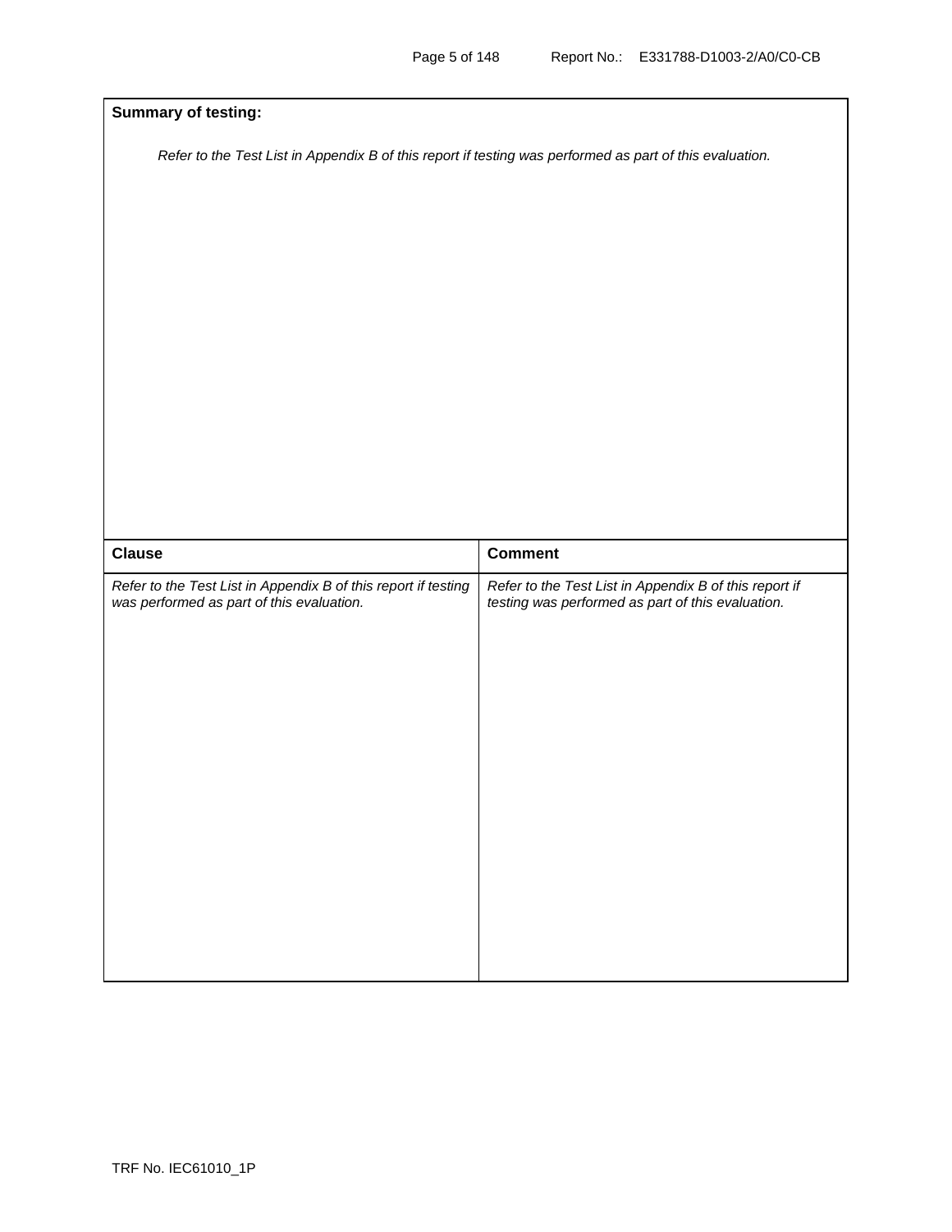**Summary of testing:**

*Refer to the Test List in Appendix B of this report if testing was performed as part of this evaluation.*

| Clause | Comment |
|---|---|
| *Refer to the Test List in Appendix B of this report if testing was performed as part of this evaluation.* | *Refer to the Test List in Appendix B of this report if testing was performed as part of this evaluation.* |

TRF No. IEC61010_1P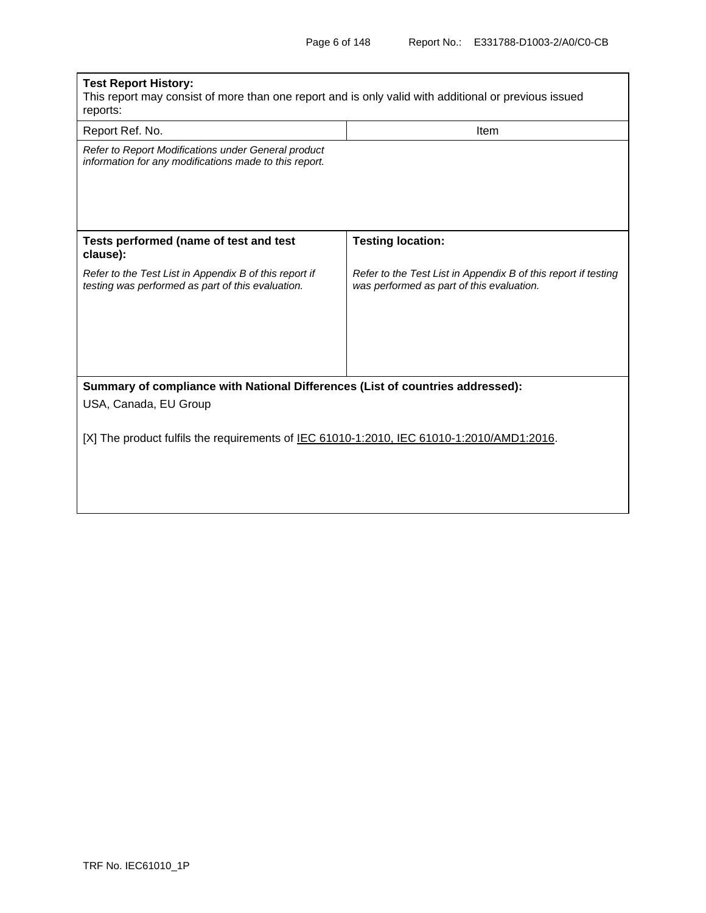| **Test Report History:**<br>This report may consist of more than one report and is only valid with additional or previous issued reports: | |
|---|---|
| Report Ref. No. | Item |
| *Refer to Report Modifications under General product information for any modifications made to this report.* | |

| **Tests performed (name of test and test clause):** | **Testing location:** |
|---|---|
| *Refer to the Test List in Appendix B of this report if testing was performed as part of this evaluation.* | *Refer to the Test List in Appendix B of this report if testing was performed as part of this evaluation.* |

**Summary of compliance with National Differences (List of countries addressed):**

USA, Canada, EU Group

[X] The product fulfils the requirements of IEC 61010-1:2010, IEC 61010-1:2010/AMD1:2016.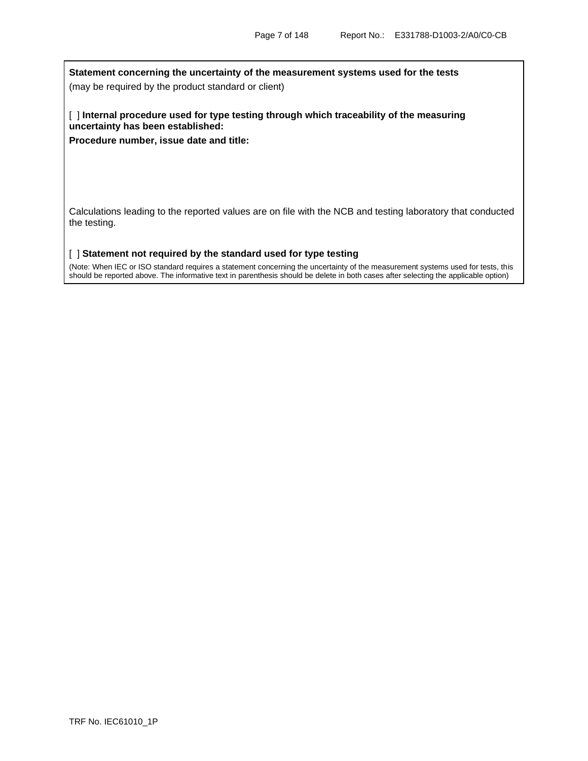**Statement concerning the uncertainty of the measurement systems used for the tests**

(may be required by the product standard or client)

[ ] **Internal procedure used for type testing through which traceability of the measuring uncertainty has been established:**

**Procedure number, issue date and title:**

Calculations leading to the reported values are on file with the NCB and testing laboratory that conducted the testing.

[ ] **Statement not required by the standard used for type testing**

(Note: When IEC or ISO standard requires a statement concerning the uncertainty of the measurement systems used for tests, this should be reported above. The informative text in parenthesis should be delete in both cases after selecting the applicable option)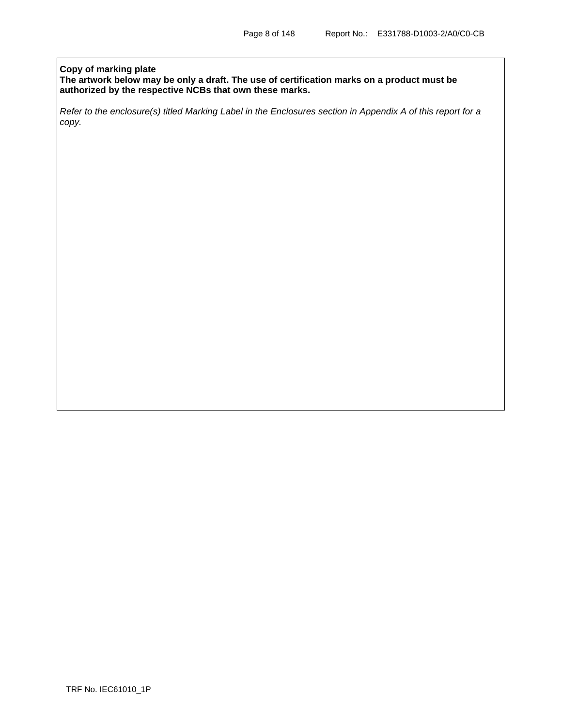**Copy of marking plate**
**The artwork below may be only a draft. The use of certification marks on a product must be authorized by the respective NCBs that own these marks.**

*Refer to the enclosure(s) titled Marking Label in the Enclosures section in Appendix A of this report for a copy.*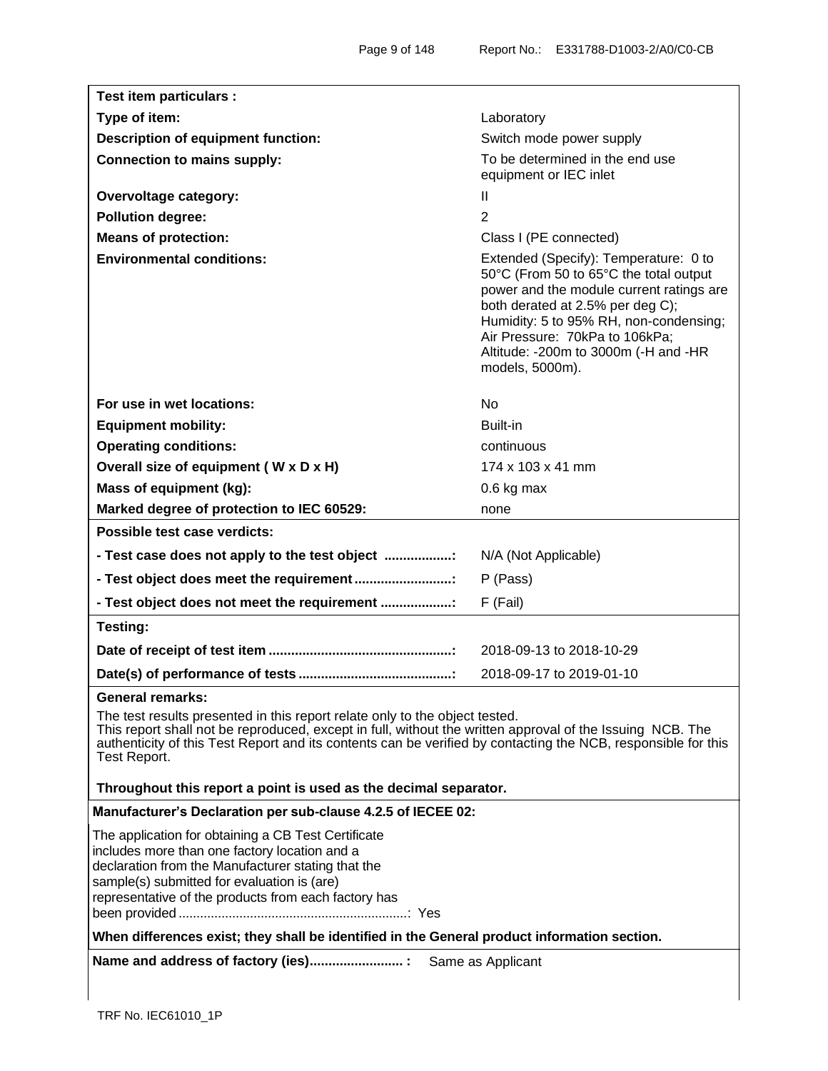| Test item particulars : | |
|---|---|
| **Type of item:** | Laboratory |
| **Description of equipment function:** | Switch mode power supply |
| **Connection to mains supply:** | To be determined in the end use equipment or IEC inlet |
| **Overvoltage category:** | II |
| **Pollution degree:** | 2 |
| **Means of protection:** | Class I (PE connected) |
| **Environmental conditions:** | Extended (Specify): Temperature: 0 to 50°C (From 50 to 65°C the total output power and the module current ratings are both derated at 2.5% per deg C); Humidity: 5 to 95% RH, non-condensing; Air Pressure: 70kPa to 106kPa; Altitude: -200m to 3000m (-H and -HR models, 5000m). |
| **For use in wet locations:** | No |
| **Equipment mobility:** | Built-in |
| **Operating conditions:** | continuous |
| **Overall size of equipment ( W x D x H)** | 174 x 103 x 41 mm |
| **Mass of equipment (kg):** | 0.6 kg max |
| **Marked degree of protection to IEC 60529:** | none |

| **Possible test case verdicts:** | |
|---|---|
| **- Test case does not apply to the test object ..................:** | N/A (Not Applicable) |
| **- Test object does meet the requirement..........................:** | P (Pass) |
| **- Test object does not meet the requirement ...................:** | F (Fail) |

| **Testing:** | |
|---|---|
| **Date of receipt of test item .................................................:** | 2018-09-13 to 2018-10-29 |
| **Date(s) of performance of tests .........................................:** | 2018-09-17 to 2019-01-10 |

**General remarks:**

The test results presented in this report relate only to the object tested.
This report shall not be reproduced, except in full, without the written approval of the Issuing NCB. The authenticity of this Test Report and its contents can be verified by contacting the NCB, responsible for this Test Report.

**Throughout this report a point is used as the decimal separator.**

**Manufacturer's Declaration per sub-clause 4.2.5 of IECEE 02:**

The application for obtaining a CB Test Certificate includes more than one factory location and a declaration from the Manufacturer stating that the sample(s) submitted for evaluation is (are) representative of the products from each factory has been provided ................................................................: Yes

**When differences exist; they shall be identified in the General product information section.**

**Name and address of factory (ies)......................... :** Same as Applicant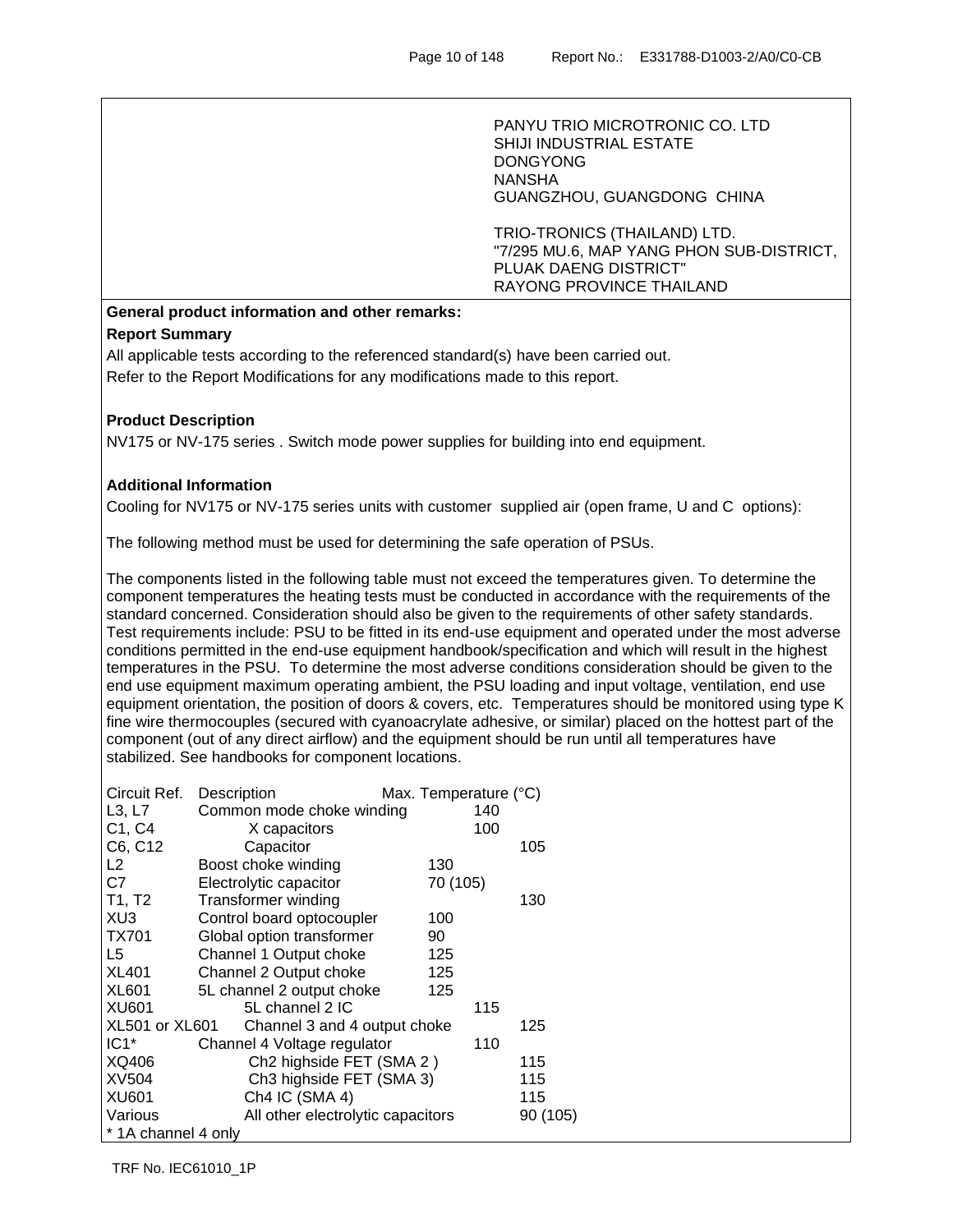PANYU TRIO MICROTRONIC CO. LTD
SHIJI INDUSTRIAL ESTATE
DONGYONG
NANSHA
GUANGZHOU, GUANGDONG CHINA

TRIO-TRONICS (THAILAND) LTD.
"7/295 MU.6, MAP YANG PHON SUB-DISTRICT,
PLUAK DAENG DISTRICT"
RAYONG PROVINCE THAILAND

**General product information and other remarks:**

**Report Summary**

All applicable tests according to the referenced standard(s) have been carried out.
Refer to the Report Modifications for any modifications made to this report.

**Product Description**

NV175 or NV-175 series . Switch mode power supplies for building into end equipment.

**Additional Information**

Cooling for NV175 or NV-175 series units with customer supplied air (open frame, U and C options):

The following method must be used for determining the safe operation of PSUs.

The components listed in the following table must not exceed the temperatures given. To determine the component temperatures the heating tests must be conducted in accordance with the requirements of the standard concerned. Consideration should also be given to the requirements of other safety standards. Test requirements include: PSU to be fitted in its end-use equipment and operated under the most adverse conditions permitted in the end-use equipment handbook/specification and which will result in the highest temperatures in the PSU. To determine the most adverse conditions consideration should be given to the end use equipment maximum operating ambient, the PSU loading and input voltage, ventilation, end use equipment orientation, the position of doors & covers, etc. Temperatures should be monitored using type K fine wire thermocouples (secured with cyanoacrylate adhesive, or similar) placed on the hottest part of the component (out of any direct airflow) and the equipment should be run until all temperatures have stabilized. See handbooks for component locations.

| Circuit Ref. | Description | Max. Temperature (°C) |
|---|---|---|
| L3, L7 | Common mode choke winding | 140 |
| C1, C4 | X capacitors | 100 |
| C6, C12 | Capacitor | 105 |
| L2 | Boost choke winding | 130 |
| C7 | Electrolytic capacitor | 70 (105) |
| T1, T2 | Transformer winding | 130 |
| XU3 | Control board optocoupler | 100 |
| TX701 | Global option transformer | 90 |
| L5 | Channel 1 Output choke | 125 |
| XL401 | Channel 2 Output choke | 125 |
| XL601 | 5L channel 2 output choke | 125 |
| XU601 | 5L channel 2 IC | 115 |
| XL501 or XL601 | Channel 3 and 4 output choke | 125 |
| IC1* | Channel 4 Voltage regulator | 110 |
| XQ406 | Ch2 highside FET (SMA 2 ) | 115 |
| XV504 | Ch3 highside FET (SMA 3) | 115 |
| XU601 | Ch4 IC (SMA 4) | 115 |
| Various | All other electrolytic capacitors | 90 (105) |

\* 1A channel 4 only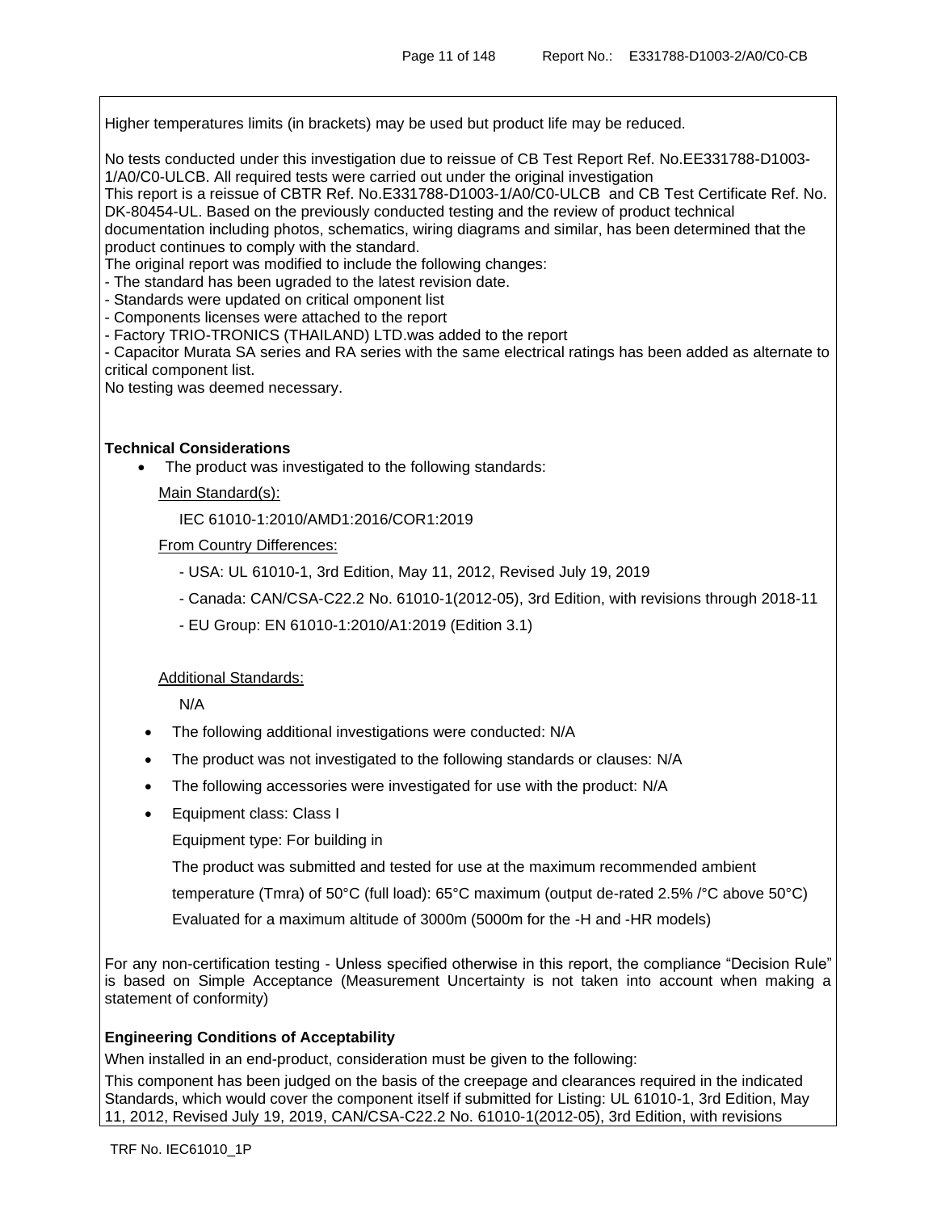Higher temperatures limits (in brackets) may be used but product life may be reduced.

No tests conducted under this investigation due to reissue of CB Test Report Ref. No.EE331788-D1003-1/A0/C0-ULCB. All required tests were carried out under the original investigation
This report is a reissue of CBTR Ref. No.E331788-D1003-1/A0/C0-ULCB and CB Test Certificate Ref. No. DK-80454-UL. Based on the previously conducted testing and the review of product technical documentation including photos, schematics, wiring diagrams and similar, has been determined that the product continues to comply with the standard.
The original report was modified to include the following changes:
- The standard has been ugraded to the latest revision date.
- Standards were updated on critical omponent list
- Components licenses were attached to the report
- Factory TRIO-TRONICS (THAILAND) LTD.was added to the report
- Capacitor Murata SA series and RA series with the same electrical ratings has been added as alternate to critical component list.

No testing was deemed necessary.

**Technical Considerations**

- The product was investigated to the following standards:

  Main Standard(s):

  IEC 61010-1:2010/AMD1:2016/COR1:2019

  From Country Differences:

  - USA: UL 61010-1, 3rd Edition, May 11, 2012, Revised July 19, 2019
  - Canada: CAN/CSA-C22.2 No. 61010-1(2012-05), 3rd Edition, with revisions through 2018-11
  - EU Group: EN 61010-1:2010/A1:2019 (Edition 3.1)

  Additional Standards:

  N/A

- The following additional investigations were conducted: N/A
- The product was not investigated to the following standards or clauses: N/A
- The following accessories were investigated for use with the product: N/A
- Equipment class: Class I

  Equipment type: For building in

  The product was submitted and tested for use at the maximum recommended ambient temperature (Tmra) of 50°C (full load): 65°C maximum (output de-rated 2.5% /°C above 50°C)

  Evaluated for a maximum altitude of 3000m (5000m for the -H and -HR models)

For any non-certification testing - Unless specified otherwise in this report, the compliance “Decision Rule” is based on Simple Acceptance (Measurement Uncertainty is not taken into account when making a statement of conformity)

**Engineering Conditions of Acceptability**

When installed in an end-product, consideration must be given to the following:

This component has been judged on the basis of the creepage and clearances required in the indicated Standards, which would cover the component itself if submitted for Listing: UL 61010-1, 3rd Edition, May 11, 2012, Revised July 19, 2019, CAN/CSA-C22.2 No. 61010-1(2012-05), 3rd Edition, with revisions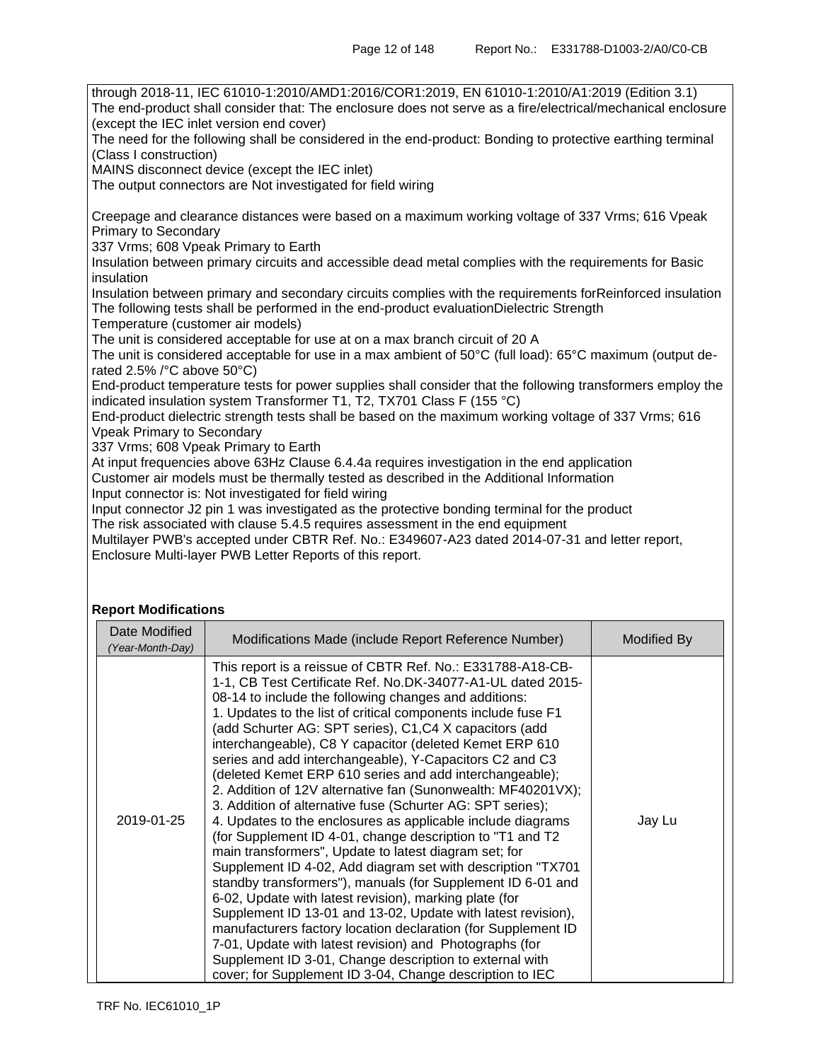through 2018-11, IEC 61010-1:2010/AMD1:2016/COR1:2019, EN 61010-1:2010/A1:2019 (Edition 3.1)
The end-product shall consider that: The enclosure does not serve as a fire/electrical/mechanical enclosure (except the IEC inlet version end cover)
The need for the following shall be considered in the end-product: Bonding to protective earthing terminal (Class I construction)
MAINS disconnect device (except the IEC inlet)
The output connectors are Not investigated for field wiring

Creepage and clearance distances were based on a maximum working voltage of 337 Vrms; 616 Vpeak Primary to Secondary
337 Vrms; 608 Vpeak Primary to Earth
Insulation between primary circuits and accessible dead metal complies with the requirements for Basic insulation
Insulation between primary and secondary circuits complies with the requirements forReinforced insulation
The following tests shall be performed in the end-product evaluationDielectric Strength
Temperature (customer air models)
The unit is considered acceptable for use at on a max branch circuit of 20 A
The unit is considered acceptable for use in a max ambient of 50°C (full load): 65°C maximum (output de-rated 2.5% /°C above 50°C)
End-product temperature tests for power supplies shall consider that the following transformers employ the indicated insulation system Transformer T1, T2, TX701 Class F (155 °C)
End-product dielectric strength tests shall be based on the maximum working voltage of 337 Vrms; 616 Vpeak Primary to Secondary
337 Vrms; 608 Vpeak Primary to Earth
At input frequencies above 63Hz Clause 6.4.4a requires investigation in the end application
Customer air models must be thermally tested as described in the Additional Information
Input connector is: Not investigated for field wiring
Input connector J2 pin 1 was investigated as the protective bonding terminal for the product
The risk associated with clause 5.4.5 requires assessment in the end equipment
Multilayer PWB's accepted under CBTR Ref. No.: E349607-A23 dated 2014-07-31 and letter report, Enclosure Multi-layer PWB Letter Reports of this report.

**Report Modifications**

| Date Modified *(Year-Month-Day)* | Modifications Made (include Report Reference Number) | Modified By |
|---|---|---|
| 2019-01-25 | This report is a reissue of CBTR Ref. No.: E331788-A18-CB-1-1, CB Test Certificate Ref. No.DK-34077-A1-UL dated 2015-08-14 to include the following changes and additions: 1. Updates to the list of critical components include fuse F1 (add Schurter AG: SPT series), C1,C4 X capacitors (add interchangeable), C8 Y capacitor (deleted Kemet ERP 610 series and add interchangeable), Y-Capacitors C2 and C3 (deleted Kemet ERP 610 series and add interchangeable); 2. Addition of 12V alternative fan (Sunonwealth: MF40201VX); 3. Addition of alternative fuse (Schurter AG: SPT series); 4. Updates to the enclosures as applicable include diagrams (for Supplement ID 4-01, change description to "T1 and T2 main transformers", Update to latest diagram set; for Supplement ID 4-02, Add diagram set with description "TX701 standby transformers"), manuals (for Supplement ID 6-01 and 6-02, Update with latest revision), marking plate (for Supplement ID 13-01 and 13-02, Update with latest revision), manufacturers factory location declaration (for Supplement ID 7-01, Update with latest revision) and Photographs (for Supplement ID 3-01, Change description to external with cover; for Supplement ID 3-04, Change description to IEC | Jay Lu |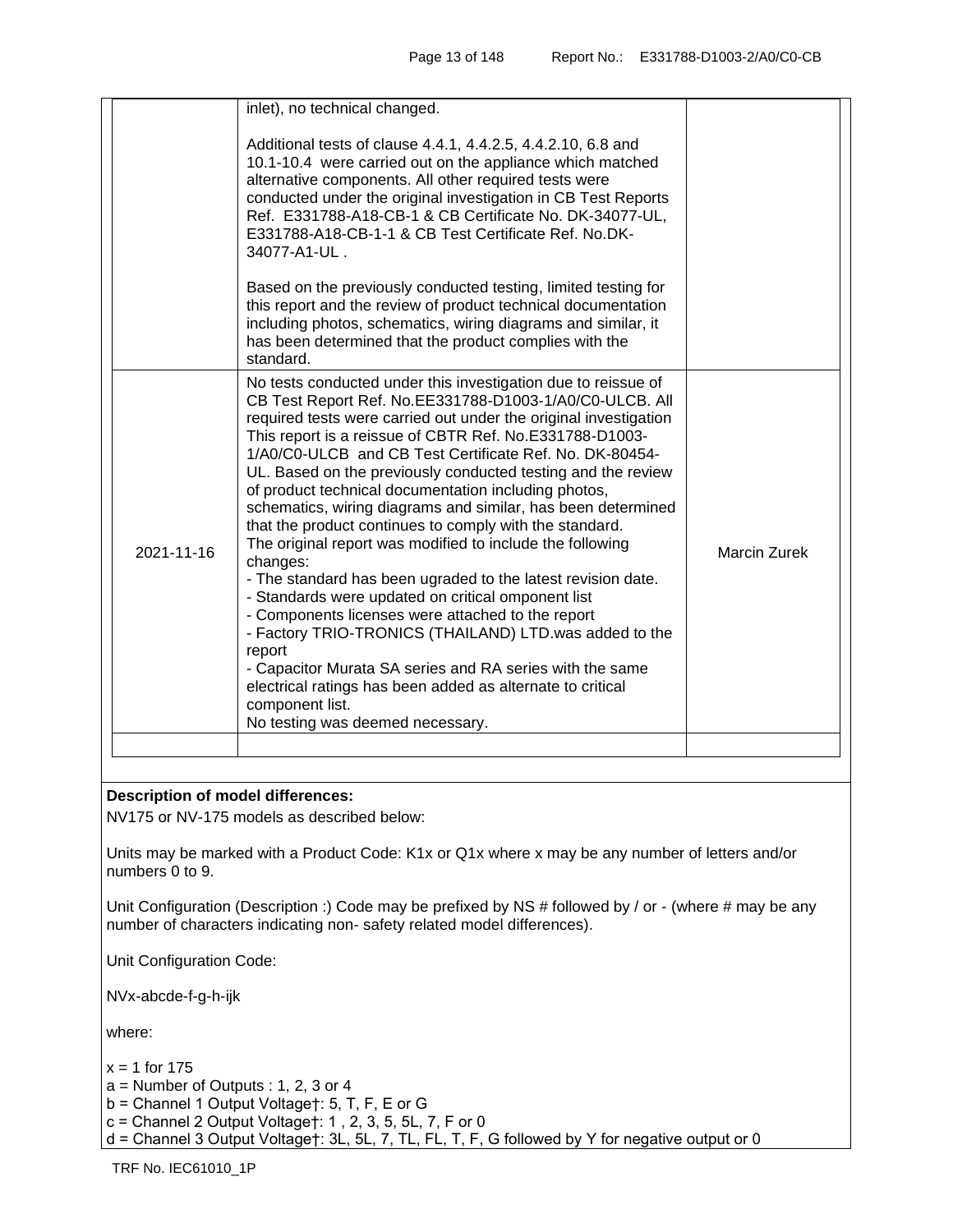| | | |
|---|---|---|
| | inlet), no technical changed.<br><br>Additional tests of clause 4.4.1, 4.4.2.5, 4.4.2.10, 6.8 and 10.1-10.4 were carried out on the appliance which matched alternative components. All other required tests were conducted under the original investigation in CB Test Reports Ref. E331788-A18-CB-1 & CB Certificate No. DK-34077-UL, E331788-A18-CB-1-1 & CB Test Certificate Ref. No.DK-34077-A1-UL .<br><br>Based on the previously conducted testing, limited testing for this report and the review of product technical documentation including photos, schematics, wiring diagrams and similar, it has been determined that the product complies with the standard. | |
| 2021-11-16 | No tests conducted under this investigation due to reissue of CB Test Report Ref. No.EE331788-D1003-1/A0/C0-ULCB. All required tests were carried out under the original investigation This report is a reissue of CBTR Ref. No.E331788-D1003-1/A0/C0-ULCB and CB Test Certificate Ref. No. DK-80454-UL. Based on the previously conducted testing and the review of product technical documentation including photos, schematics, wiring diagrams and similar, has been determined that the product continues to comply with the standard.<br>The original report was modified to include the following changes:<br>- The standard has been ugraded to the latest revision date.<br>- Standards were updated on critical omponent list<br>- Components licenses were attached to the report<br>- Factory TRIO-TRONICS (THAILAND) LTD.was added to the report<br>- Capacitor Murata SA series and RA series with the same electrical ratings has been added as alternate to critical component list.<br>No testing was deemed necessary. | Marcin Zurek |
| | | |

**Description of model differences:**

NV175 or NV-175 models as described below:

Units may be marked with a Product Code: K1x or Q1x where x may be any number of letters and/or numbers 0 to 9.

Unit Configuration (Description :) Code may be prefixed by NS # followed by / or - (where # may be any number of characters indicating non- safety related model differences).

Unit Configuration Code:

NVx-abcde-f-g-h-ijk

where:

x = 1 for 175
a = Number of Outputs : 1, 2, 3 or 4
b = Channel 1 Output Voltage†: 5, T, F, E or G
c = Channel 2 Output Voltage†: 1 , 2, 3, 5, 5L, 7, F or 0
d = Channel 3 Output Voltage†: 3L, 5L, 7, TL, FL, T, F, G followed by Y for negative output or 0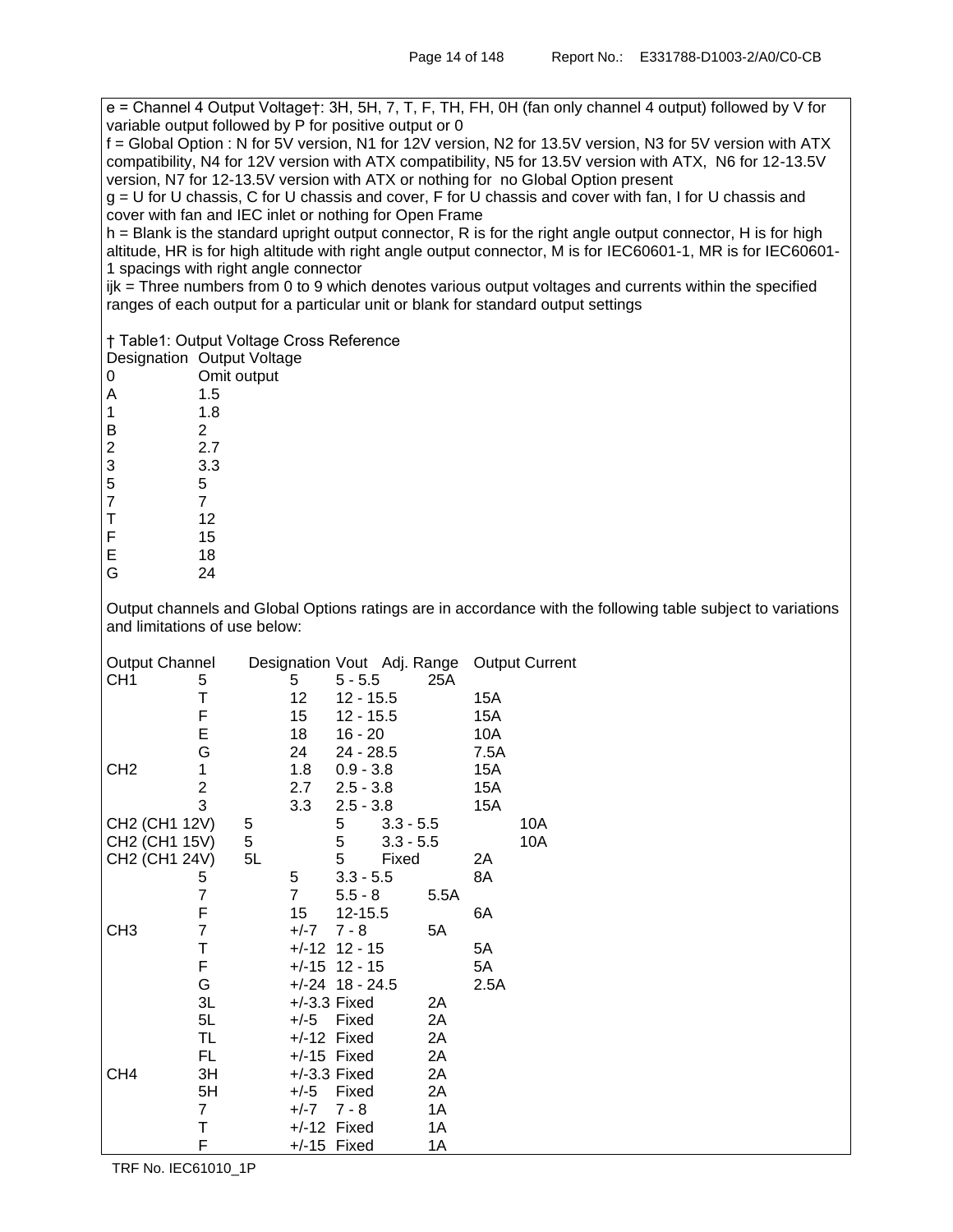e = Channel 4 Output Voltage†: 3H, 5H, 7, T, F, TH, FH, 0H (fan only channel 4 output) followed by V for variable output followed by P for positive output or 0

f = Global Option : N for 5V version, N1 for 12V version, N2 for 13.5V version, N3 for 5V version with ATX compatibility, N4 for 12V version with ATX compatibility, N5 for 13.5V version with ATX, N6 for 12-13.5V version, N7 for 12-13.5V version with ATX or nothing for no Global Option present

g = U for U chassis, C for U chassis and cover, F for U chassis and cover with fan, I for U chassis and cover with fan and IEC inlet or nothing for Open Frame

h = Blank is the standard upright output connector, R is for the right angle output connector, H is for high altitude, HR is for high altitude with right angle output connector, M is for IEC60601-1, MR is for IEC60601-1 spacings with right angle connector

ijk = Three numbers from 0 to 9 which denotes various output voltages and currents within the specified ranges of each output for a particular unit or blank for standard output settings

† Table1: Output Voltage Cross Reference

| Designation | Output Voltage |
|---|---|
| 0 | Omit output |
| A | 1.5 |
| 1 | 1.8 |
| B | 2 |
| 2 | 2.7 |
| 3 | 3.3 |
| 5 | 5 |
| 7 | 7 |
| T | 12 |
| F | 15 |
| E | 18 |
| G | 24 |

Output channels and Global Options ratings are in accordance with the following table subject to variations and limitations of use below:

| Output Channel | Designation | Vout | Adj. Range | Output Current |
|---|---|---|---|---|
| CH1 | 5 | 5 | 5 - 5.5 | 25A |
| | T | 12 | 12 - 15.5 | 15A |
| | F | 15 | 12 - 15.5 | 15A |
| | E | 18 | 16 - 20 | 10A |
| | G | 24 | 24 - 28.5 | 7.5A |
| CH2 | 1 | 1.8 | 0.9 - 3.8 | 15A |
| | 2 | 2.7 | 2.5 - 3.8 | 15A |
| | 3 | 3.3 | 2.5 - 3.8 | 15A |
| CH2 (CH1 12V) | 5 | 5 | 3.3 - 5.5 | 10A |
| CH2 (CH1 15V) | 5 | 5 | 3.3 - 5.5 | 10A |
| CH2 (CH1 24V) | 5L | 5 | Fixed | 2A |
| | 5 | 5 | 3.3 - 5.5 | 8A |
| | 7 | 7 | 5.5 - 8 | 5.5A |
| | F | 15 | 12-15.5 | 6A |
| CH3 | 7 | +/-7 | 7 - 8 | 5A |
| | T | +/-12 | 12 - 15 | 5A |
| | F | +/-15 | 12 - 15 | 5A |
| | G | +/-24 | 18 - 24.5 | 2.5A |
| | 3L | +/-3.3 | Fixed | 2A |
| | 5L | +/-5 | Fixed | 2A |
| | TL | +/-12 | Fixed | 2A |
| | FL | +/-15 | Fixed | 2A |
| CH4 | 3H | +/-3.3 | Fixed | 2A |
| | 5H | +/-5 | Fixed | 2A |
| | 7 | +/-7 | 7 - 8 | 1A |
| | T | +/-12 | Fixed | 1A |
| | F | +/-15 | Fixed | 1A |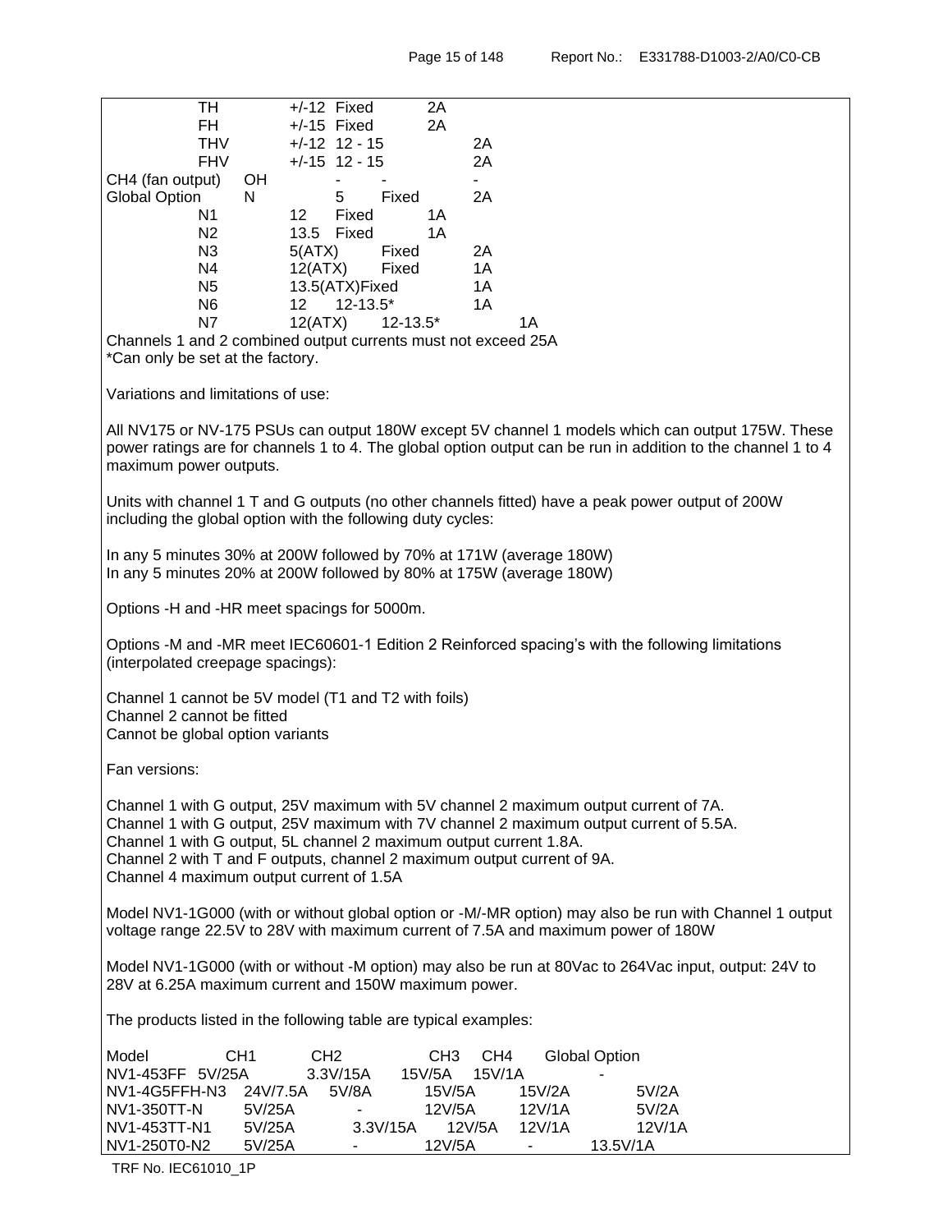| | | | | | |
|---|---|---|---|---|---|
| | TH | +/-12 | Fixed | 2A | |
| | FH | +/-15 | Fixed | 2A | |
| | THV | +/-12 | 12 - 15 | | 2A |
| | FHV | +/-15 | 12 - 15 | | 2A |
| CH4 (fan output) | OH | | - | - | - |
| Global Option | N | | 5 | Fixed | 2A |
| | N1 | 12 | Fixed | 1A | |
| | N2 | 13.5 | Fixed | 1A | |
| | N3 | 5(ATX) | | Fixed | 2A |
| | N4 | 12(ATX) | | Fixed | 1A |
| | N5 | 13.5(ATX)Fixed | | | 1A |
| | N6 | 12 | 12-13.5* | | 1A |
| | N7 | 12(ATX) | | 12-13.5* | 1A |

Channels 1 and 2 combined output currents must not exceed 25A
*Can only be set at the factory.

Variations and limitations of use:

All NV175 or NV-175 PSUs can output 180W except 5V channel 1 models which can output 175W. These power ratings are for channels 1 to 4. The global option output can be run in addition to the channel 1 to 4 maximum power outputs.

Units with channel 1 T and G outputs (no other channels fitted) have a peak power output of 200W including the global option with the following duty cycles:

In any 5 minutes 30% at 200W followed by 70% at 171W (average 180W)
In any 5 minutes 20% at 200W followed by 80% at 175W (average 180W)

Options -H and -HR meet spacings for 5000m.

Options -M and -MR meet IEC60601-1 Edition 2 Reinforced spacing's with the following limitations (interpolated creepage spacings):

Channel 1 cannot be 5V model (T1 and T2 with foils)
Channel 2 cannot be fitted
Cannot be global option variants

Fan versions:

Channel 1 with G output, 25V maximum with 5V channel 2 maximum output current of 7A.
Channel 1 with G output, 25V maximum with 7V channel 2 maximum output current of 5.5A.
Channel 1 with G output, 5L channel 2 maximum output current 1.8A.
Channel 2 with T and F outputs, channel 2 maximum output current of 9A.
Channel 4 maximum output current of 1.5A

Model NV1-1G000 (with or without global option or -M/-MR option) may also be run with Channel 1 output voltage range 22.5V to 28V with maximum current of 7.5A and maximum power of 180W

Model NV1-1G000 (with or without -M option) may also be run at 80Vac to 264Vac input, output: 24V to 28V at 6.25A maximum current and 150W maximum power.

The products listed in the following table are typical examples:

| Model | CH1 | CH2 | CH3 | CH4 | Global Option |
|---|---|---|---|---|---|
| NV1-453FF | 5V/25A | 3.3V/15A | 15V/5A | 15V/1A | - |
| NV1-4G5FFH-N3 | 24V/7.5A | 5V/8A | 15V/5A | 15V/2A | 5V/2A |
| NV1-350TT-N | 5V/25A | - | 12V/5A | 12V/1A | 5V/2A |
| NV1-453TT-N1 | 5V/25A | 3.3V/15A | 12V/5A | 12V/1A | 12V/1A |
| NV1-250T0-N2 | 5V/25A | - | 12V/5A | - | 13.5V/1A |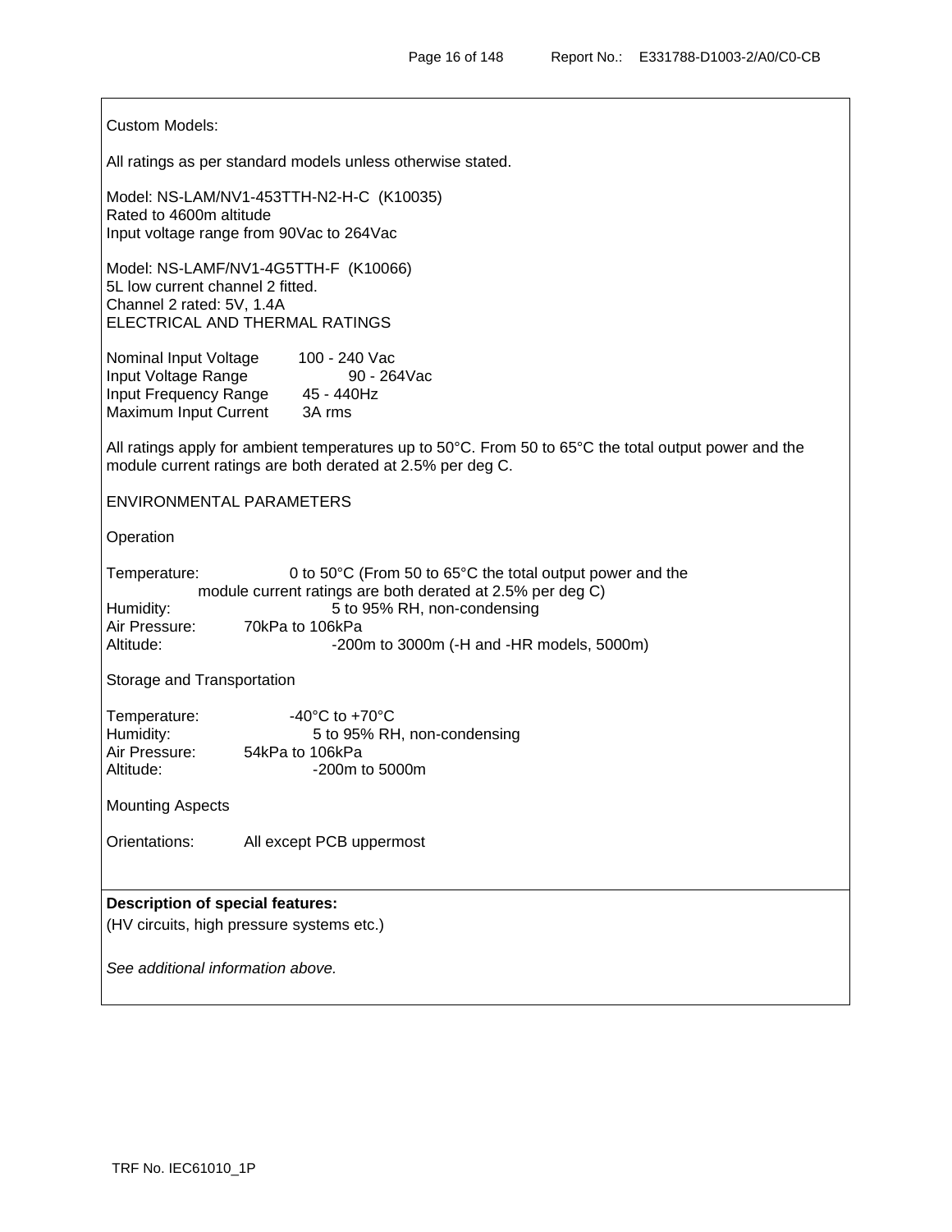Custom Models:

All ratings as per standard models unless otherwise stated.

Model: NS-LAM/NV1-453TTH-N2-H-C (K10035)
Rated to 4600m altitude
Input voltage range from 90Vac to 264Vac

Model: NS-LAMF/NV1-4G5TTH-F (K10066)
5L low current channel 2 fitted.
Channel 2 rated: 5V, 1.4A
ELECTRICAL AND THERMAL RATINGS

Nominal Input Voltage 100 - 240 Vac
Input Voltage Range 90 - 264Vac
Input Frequency Range 45 - 440Hz
Maximum Input Current 3A rms

All ratings apply for ambient temperatures up to 50°C. From 50 to 65°C the total output power and the module current ratings are both derated at 2.5% per deg C.

ENVIRONMENTAL PARAMETERS

Operation

Temperature: 0 to 50°C (From 50 to 65°C the total output power and the module current ratings are both derated at 2.5% per deg C)
Humidity: 5 to 95% RH, non-condensing
Air Pressure: 70kPa to 106kPa
Altitude: -200m to 3000m (-H and -HR models, 5000m)

Storage and Transportation

Temperature: -40°C to +70°C
Humidity: 5 to 95% RH, non-condensing
Air Pressure: 54kPa to 106kPa
Altitude: -200m to 5000m

Mounting Aspects

Orientations: All except PCB uppermost

**Description of special features:**
(HV circuits, high pressure systems etc.)

*See additional information above.*